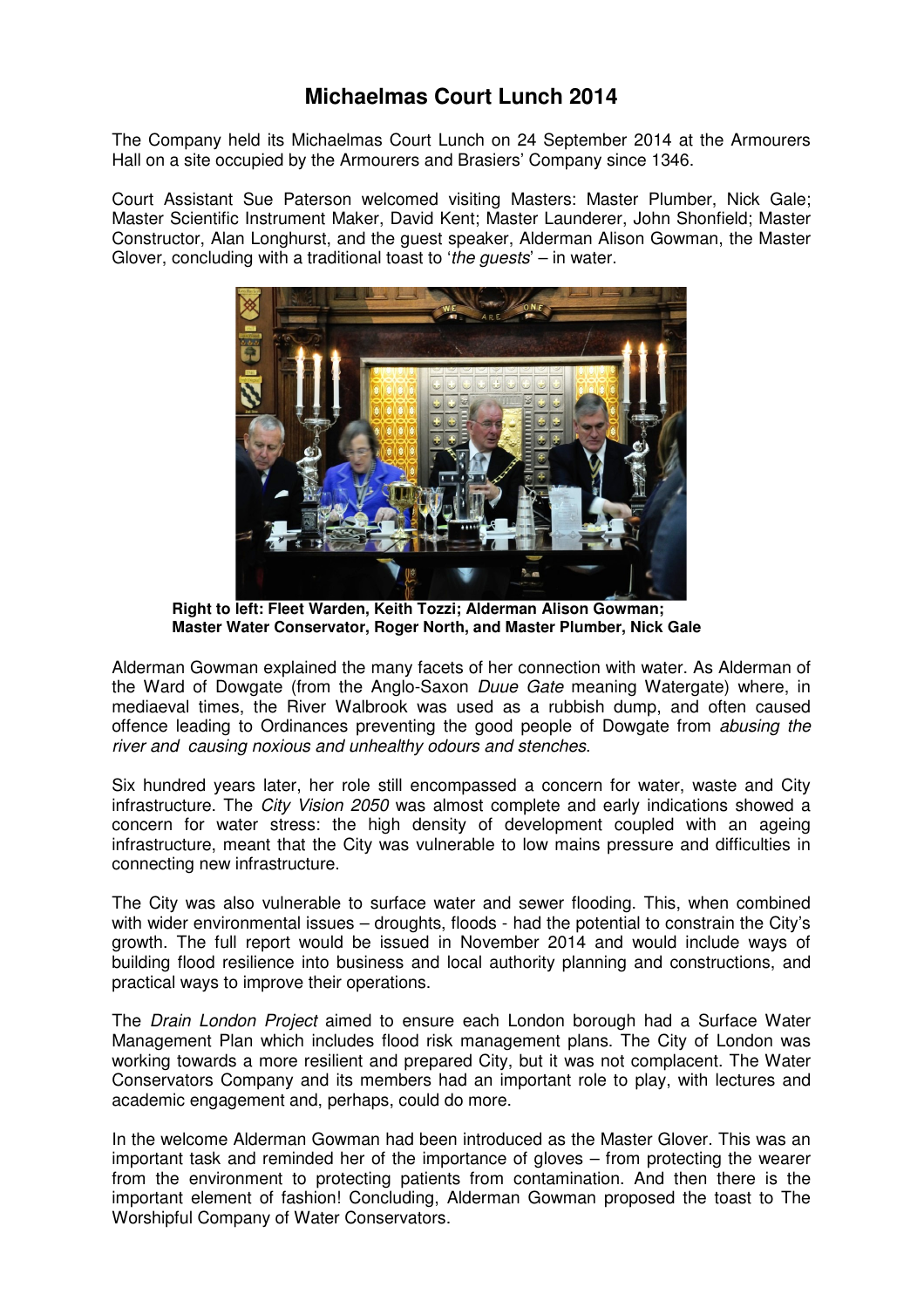# Michaelmas Court Lunch 2014

The Company held its Michaelmas Court Lunch on 24 September 2014 at the Armourers Hall on a site occupied by the Armourers and Brasiers' Company since 1346.

Court Assistant Sue Paterson welcomed visiting Masters: Master Plumber, Nick Gale; Master Scientific Instrument Maker, David Kent; Master Launderer, John Shonfield; Master Constructor, Alan Longhurst, and the guest speaker, Alderman Alison Gowman, the Master Glover, concluding with a traditional toast to '*the guests*' – in water.

**Right to left: Fleet Warden, Keith Tozzi; Alderman Alison Gowman; Master Water Conservator, Roger North, and Master Plumber, Nick Gale**

Alderman Gowman explained the many facets of her connection with water. As Alderman of the Ward of Dowgate (from the Anglo-Saxon *Duue Gate* meaning Watergate) where, in mediaeval times, the River Walbrook was used as a rubbish dump, and often caused offence leading to Ordinances preventing the good people of Dowgate from *abusing the river and causing noxious and unhealthy odours and stenches*.

Six hundred years later, her role still encompassed a concern for water, waste and City infrastructure. The *City Vision 2050* was almost complete and early indications showed a concern for water stress: the high density of development coupled with an ageing infrastructure, meant that the City was vulnerable to low mains pressure and difficulties in connecting new infrastructure.

The City was also vulnerable to surface water and sewer flooding. This, when combined with wider environmental issues – droughts, floods - had the potential to constrain the City's growth. The full report would be issued in November 2014 and would include ways of building flood resilience into business and local authority planning and constructions, and practical ways to improve their operations.

The *Drain London Project* aimed to ensure each London borough had a Surface Water Management Plan which includes flood risk management plans. The City of London was working towards a more resilient and prepared City, but it was not complacent. The Water Conservators Company and its members had an important role to play, with lectures and academic engagement and, perhaps, could do more.

In the welcome Alderman Gowman had been introduced as the Master Glover. This was an important task and reminded her of the importance of gloves – from protecting the wearer from the environment to protecting patients from contamination. And then there is the important element of fashion! Concluding, Alderman Gowman proposed the toast to The Worshipful Company of Water Conservators.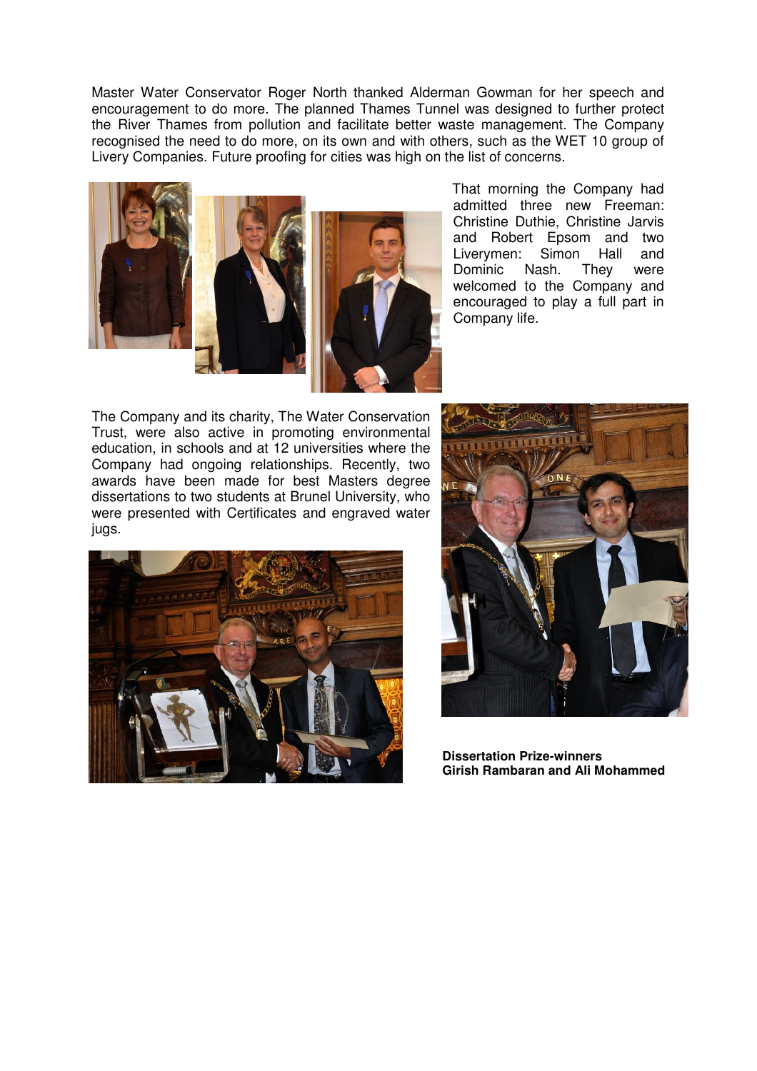Master Water Conservator Roger North thanked Alderman Gowman for her speech and encouragement to do more. The planned Thames Tunnel was designed to further protect the River Thames from pollution and facilitate better waste management. The Company recognised the need to do more, on its own and with others, such as the WET 10 group of Livery Companies. Future proofing for cities was high on the list of concerns.

That morning the Company had admitted three new Freeman: Christine Duthie, Christine Jarvis and Robert Epsom and two Liverymen: Simon Hall and Dominic Nash. They were welcomed to the Company and encouraged to play a full part in Company life.

The Company and its charity, The Water Conservation Trust, were also active in promoting environmental education, in schools and at 12 universities where the Company had ongoing relationships. Recently, two awards have been made for best Masters degree dissertations to two students at Brunel University, who were presented with Certificates and engraved water jugs.

**Dissertation Prize-winners**
**Girish Rambaran and Ali Mohammed**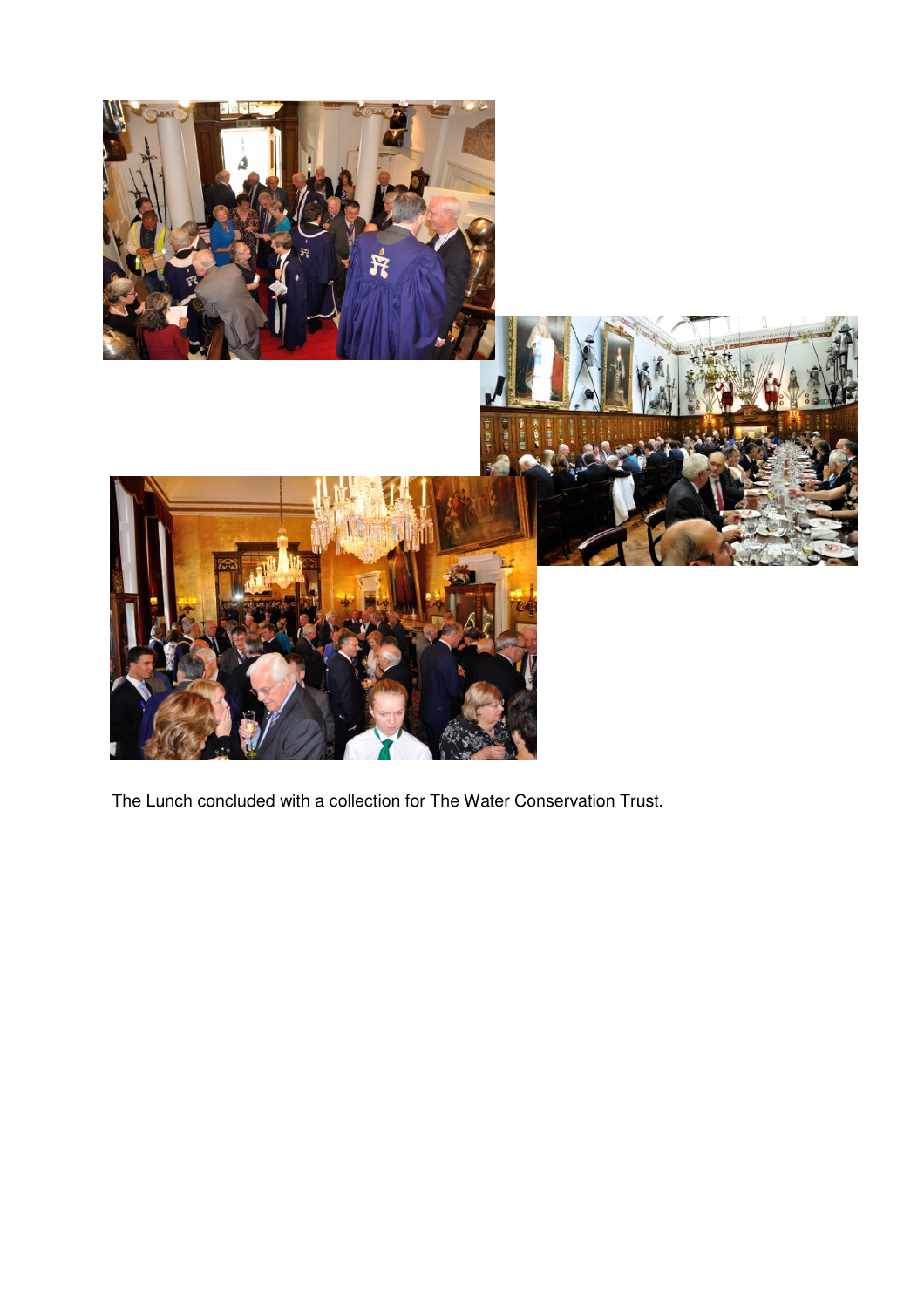The Lunch concluded with a collection for The Water Conservation Trust.